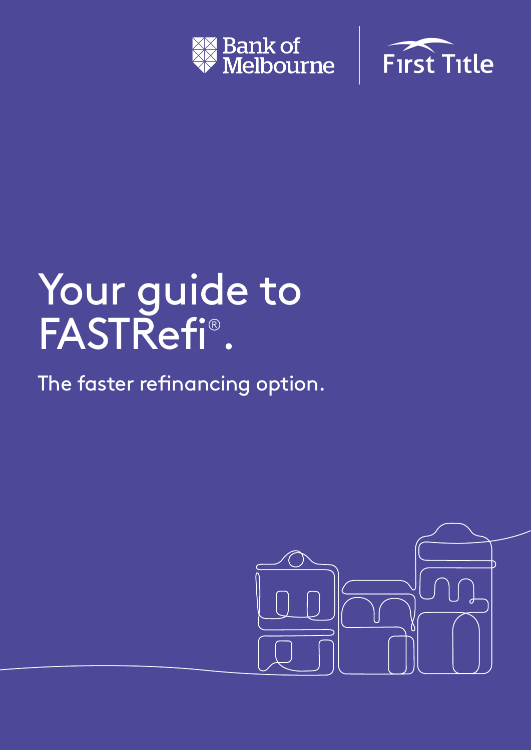Bank of Melbourne | First Title

# Your guide to FASTRefi®.

The faster refinancing option.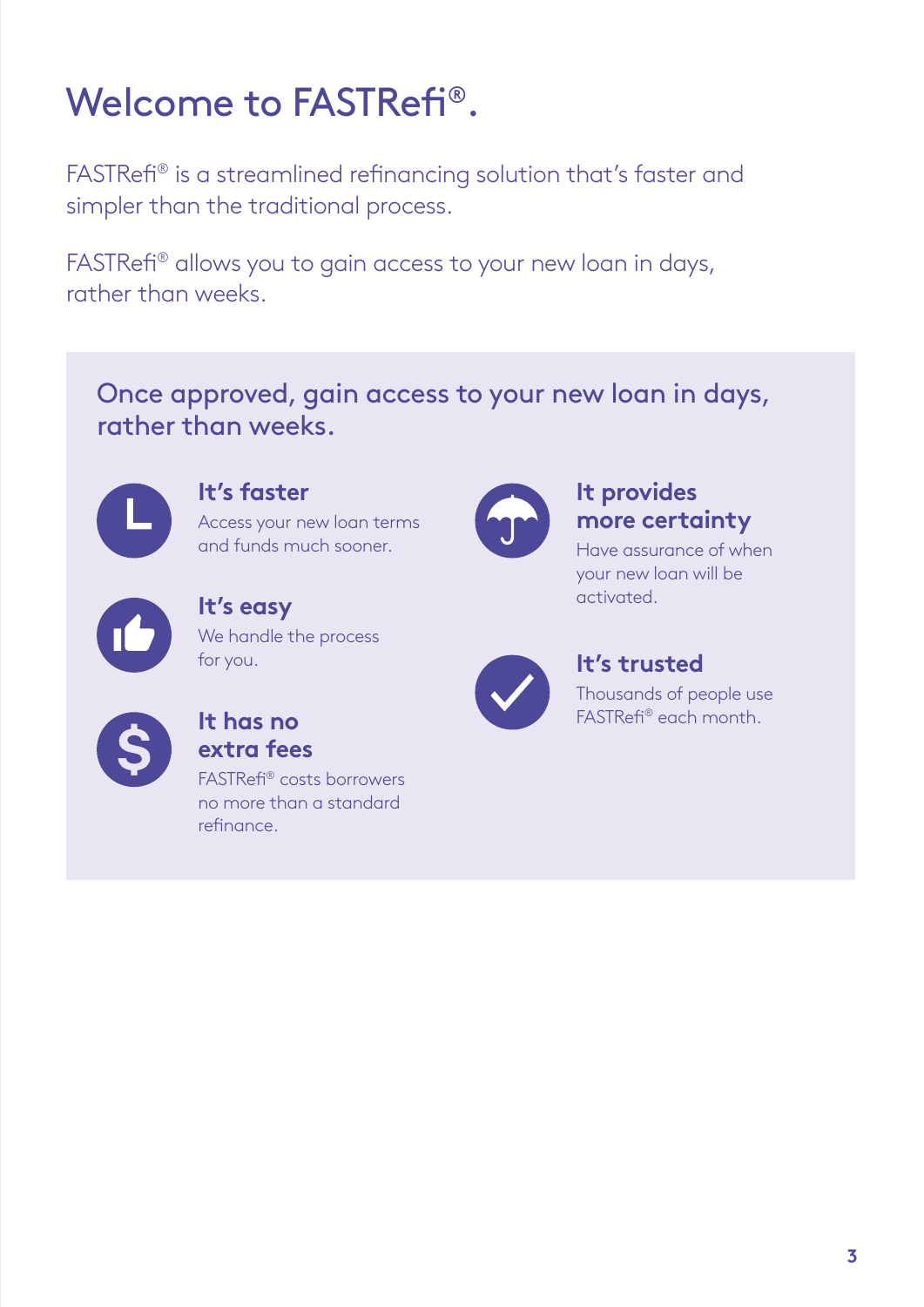# Welcome to FASTRefi®.

FASTRefi® is a streamlined refinancing solution that's faster and simpler than the traditional process.

FASTRefi® allows you to gain access to your new loan in days, rather than weeks.

## Once approved, gain access to your new loan in days, rather than weeks.

### It's faster

Access your new loan terms and funds much sooner.

### It's easy

We handle the process for you.

### It has no extra fees

FASTRefi® costs borrowers no more than a standard refinance.

### It provides more certainty

Have assurance of when your new loan will be activated.

### It's trusted

Thousands of people use FASTRefi® each month.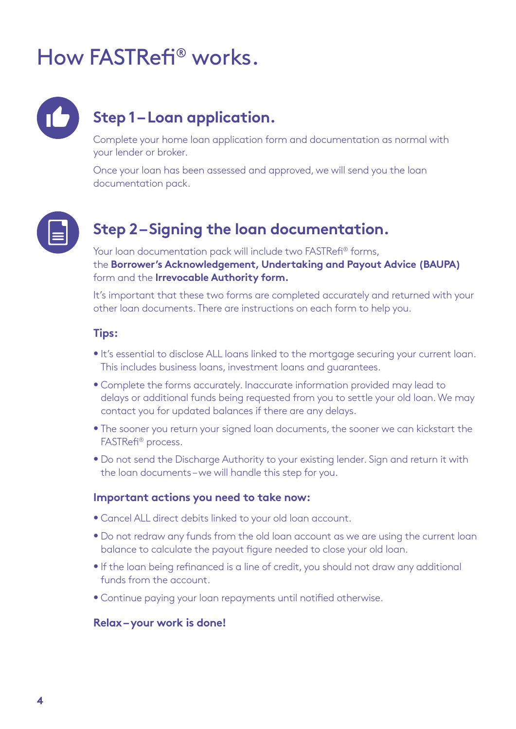# How FASTRefi® works.

## Step 1 – Loan application.

Complete your home loan application form and documentation as normal with your lender or broker.

Once your loan has been assessed and approved, we will send you the loan documentation pack.

## Step 2 – Signing the loan documentation.

Your loan documentation pack will include two FASTRefi® forms, the **Borrower's Acknowledgement, Undertaking and Payout Advice (BAUPA)** form and the **Irrevocable Authority form.**

It's important that these two forms are completed accurately and returned with your other loan documents. There are instructions on each form to help you.

### Tips:

- It's essential to disclose ALL loans linked to the mortgage securing your current loan. This includes business loans, investment loans and guarantees.
- Complete the forms accurately. Inaccurate information provided may lead to delays or additional funds being requested from you to settle your old loan. We may contact you for updated balances if there are any delays.
- The sooner you return your signed loan documents, the sooner we can kickstart the FASTRefi® process.
- Do not send the Discharge Authority to your existing lender. Sign and return it with the loan documents – we will handle this step for you.

### Important actions you need to take now:

- Cancel ALL direct debits linked to your old loan account.
- Do not redraw any funds from the old loan account as we are using the current loan balance to calculate the payout figure needed to close your old loan.
- If the loan being refinanced is a line of credit, you should not draw any additional funds from the account.
- Continue paying your loan repayments until notified otherwise.

**Relax – your work is done!**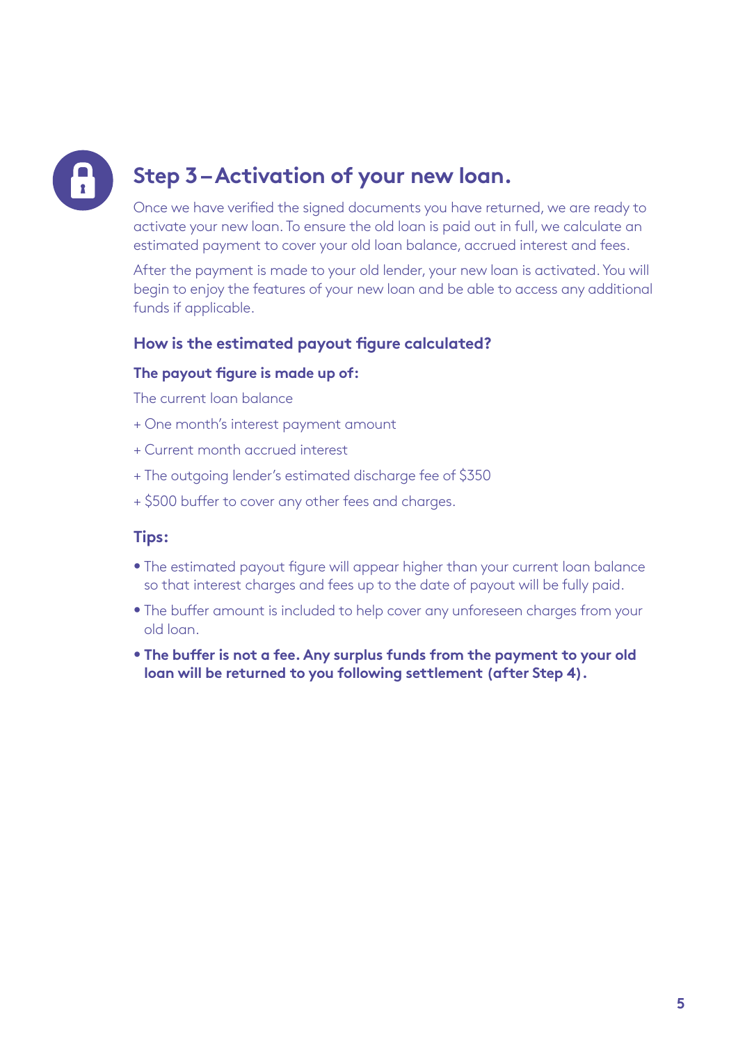## Step 3 – Activation of your new loan.

Once we have verified the signed documents you have returned, we are ready to activate your new loan. To ensure the old loan is paid out in full, we calculate an estimated payment to cover your old loan balance, accrued interest and fees.

After the payment is made to your old lender, your new loan is activated. You will begin to enjoy the features of your new loan and be able to access any additional funds if applicable.

### How is the estimated payout figure calculated?

**The payout figure is made up of:**

The current loan balance

+ One month's interest payment amount

+ Current month accrued interest

+ The outgoing lender's estimated discharge fee of $350

+ $500 buffer to cover any other fees and charges.

### Tips:

- The estimated payout figure will appear higher than your current loan balance so that interest charges and fees up to the date of payout will be fully paid.
- The buffer amount is included to help cover any unforeseen charges from your old loan.
- **The buffer is not a fee. Any surplus funds from the payment to your old loan will be returned to you following settlement (after Step 4).**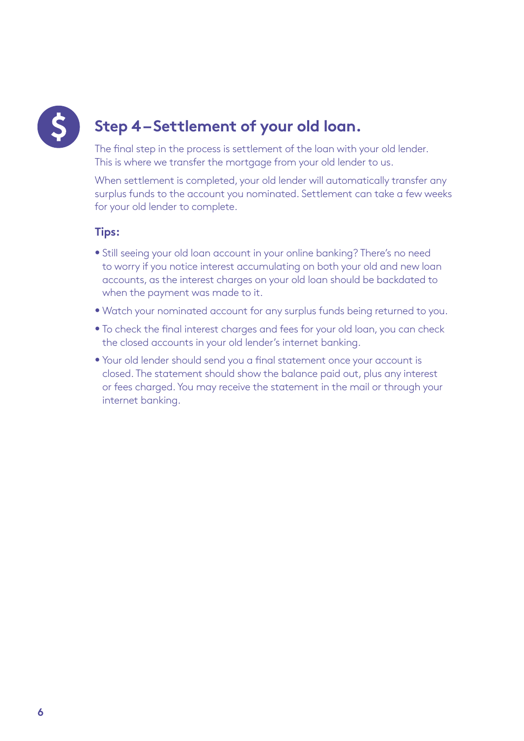## Step 4 – Settlement of your old loan.

The final step in the process is settlement of the loan with your old lender. This is where we transfer the mortgage from your old lender to us.

When settlement is completed, your old lender will automatically transfer any surplus funds to the account you nominated. Settlement can take a few weeks for your old lender to complete.

### Tips:

- Still seeing your old loan account in your online banking? There's no need to worry if you notice interest accumulating on both your old and new loan accounts, as the interest charges on your old loan should be backdated to when the payment was made to it.
- Watch your nominated account for any surplus funds being returned to you.
- To check the final interest charges and fees for your old loan, you can check the closed accounts in your old lender's internet banking.
- Your old lender should send you a final statement once your account is closed. The statement should show the balance paid out, plus any interest or fees charged. You may receive the statement in the mail or through your internet banking.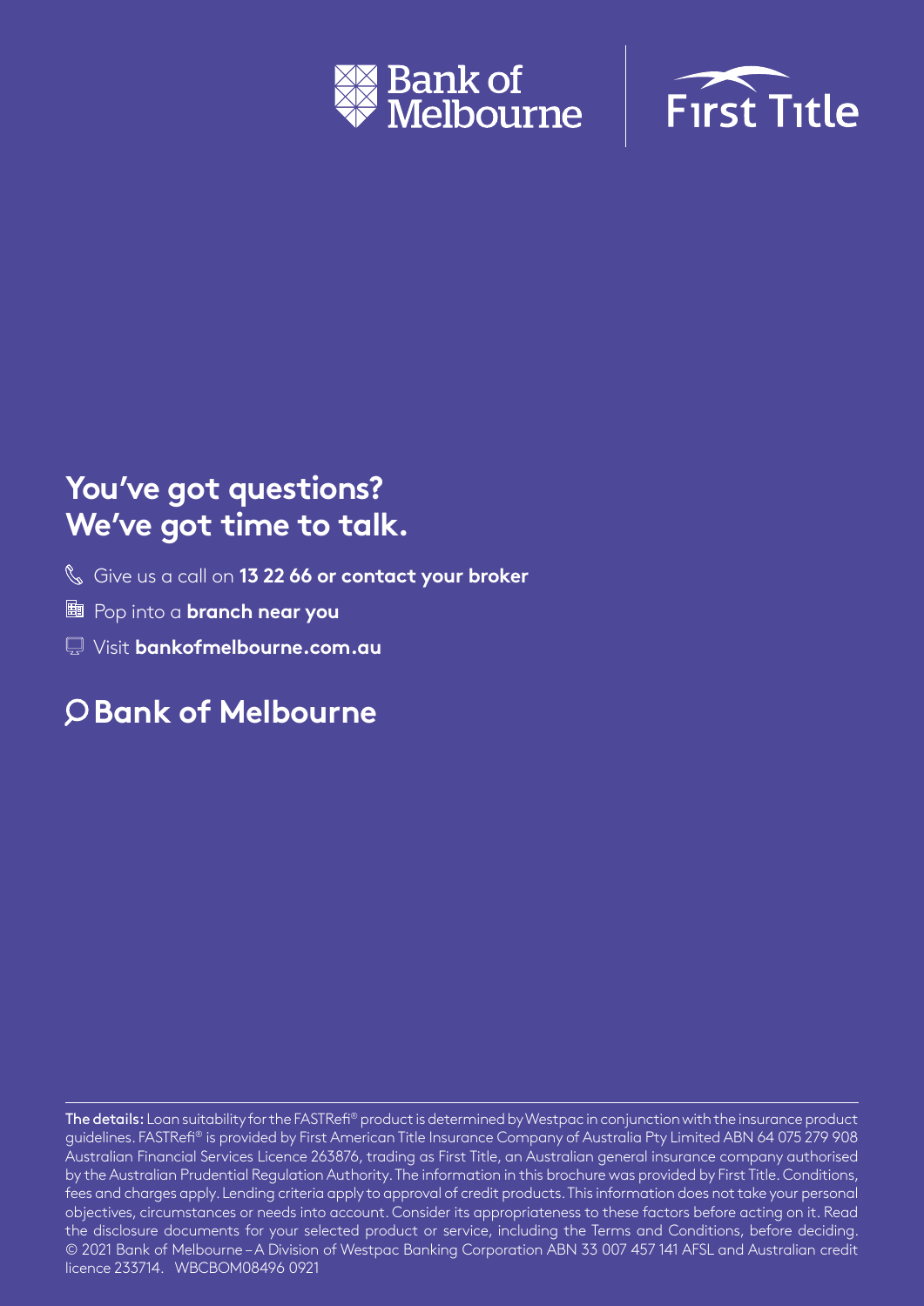Bank of Melbourne | First Title

## You've got questions? We've got time to talk.

- Give us a call on **13 22 66 or contact your broker**
- Pop into a **branch near you**
- Visit **bankofmelbourne.com.au**

**Bank of Melbourne**

**The details:** Loan suitability for the FASTRefi® product is determined by Westpac in conjunction with the insurance product guidelines. FASTRefi® is provided by First American Title Insurance Company of Australia Pty Limited ABN 64 075 279 908 Australian Financial Services Licence 263876, trading as First Title, an Australian general insurance company authorised by the Australian Prudential Regulation Authority. The information in this brochure was provided by First Title. Conditions, fees and charges apply. Lending criteria apply to approval of credit products. This information does not take your personal objectives, circumstances or needs into account. Consider its appropriateness to these factors before acting on it. Read the disclosure documents for your selected product or service, including the Terms and Conditions, before deciding. © 2021 Bank of Melbourne – A Division of Westpac Banking Corporation ABN 33 007 457 141 AFSL and Australian credit licence 233714. WBCBOM08496 0921